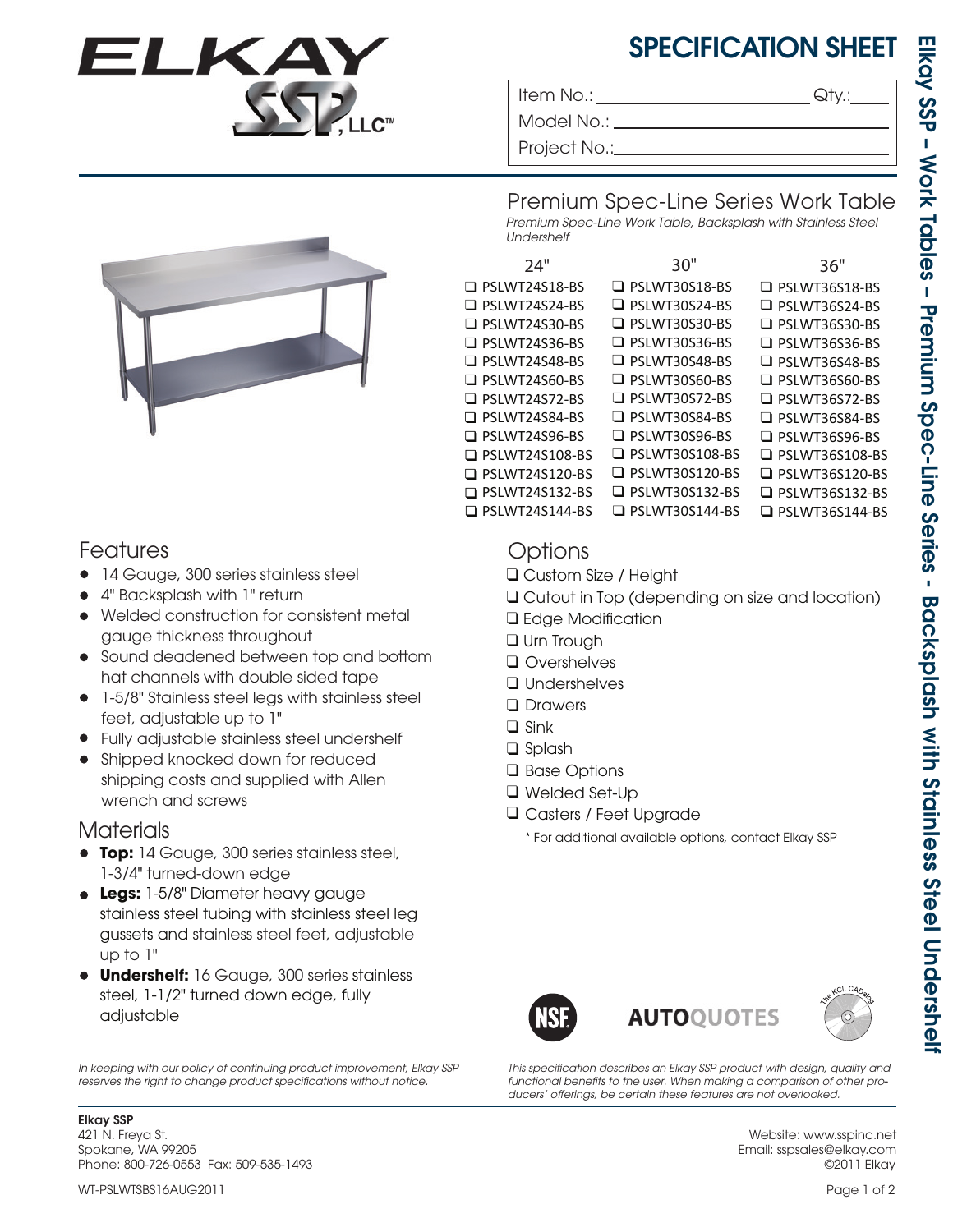# SPECIFICATION SHEET

Item No.: ______________________ Qty.: ____

Model No.: ______________________

Project No.: ______________________

Elkay SSP – Work Tables – Premium Spec-Line Series - Backsplash with Stainless Steel Undershelf

## Premium Spec-Line Series Work Table

*Premium Spec-Line Work Table, Backsplash with Stainless Steel Undershelf*

| 24" | 30" | 36" |
|---|---|---|
| ❑ PSLWT24S18-BS | ❑ PSLWT30S18-BS | ❑ PSLWT36S18-BS |
| ❑ PSLWT24S24-BS | ❑ PSLWT30S24-BS | ❑ PSLWT36S24-BS |
| ❑ PSLWT24S30-BS | ❑ PSLWT30S30-BS | ❑ PSLWT36S30-BS |
| ❑ PSLWT24S36-BS | ❑ PSLWT30S36-BS | ❑ PSLWT36S36-BS |
| ❑ PSLWT24S48-BS | ❑ PSLWT30S48-BS | ❑ PSLWT36S48-BS |
| ❑ PSLWT24S60-BS | ❑ PSLWT30S60-BS | ❑ PSLWT36S60-BS |
| ❑ PSLWT24S72-BS | ❑ PSLWT30S72-BS | ❑ PSLWT36S72-BS |
| ❑ PSLWT24S84-BS | ❑ PSLWT30S84-BS | ❑ PSLWT36S84-BS |
| ❑ PSLWT24S96-BS | ❑ PSLWT30S96-BS | ❑ PSLWT36S96-BS |
| ❑ PSLWT24S108-BS | ❑ PSLWT30S108-BS | ❑ PSLWT36S108-BS |
| ❑ PSLWT24S120-BS | ❑ PSLWT30S120-BS | ❑ PSLWT36S120-BS |
| ❑ PSLWT24S132-BS | ❑ PSLWT30S132-BS | ❑ PSLWT36S132-BS |
| ❑ PSLWT24S144-BS | ❑ PSLWT30S144-BS | ❑ PSLWT36S144-BS |

## Features

- 14 Gauge, 300 series stainless steel
- 4" Backsplash with 1" return
- Welded construction for consistent metal gauge thickness throughout
- Sound deadened between top and bottom hat channels with double sided tape
- 1-5/8" Stainless steel legs with stainless steel feet, adjustable up to 1"
- Fully adjustable stainless steel undershelf
- Shipped knocked down for reduced shipping costs and supplied with Allen wrench and screws

## Materials

- **Top:** 14 Gauge, 300 series stainless steel, 1-3/4" turned-down edge
- **Legs:** 1-5/8" Diameter heavy gauge stainless steel tubing with stainless steel leg gussets and stainless steel feet, adjustable up to 1"
- **Undershelf:** 16 Gauge, 300 series stainless steel, 1-1/2" turned down edge, fully adjustable

## Options

- ❑ Custom Size / Height
- ❑ Cutout in Top (depending on size and location)
- ❑ Edge Modification
- ❑ Urn Trough
- ❑ Overshelves
- ❑ Undershelves
- ❑ Drawers
- ❑ Sink
- ❑ Splash
- ❑ Base Options
- ❑ Welded Set-Up
- ❑ Casters / Feet Upgrade

\* For additional available options, contact Elkay SSP

*In keeping with our policy of continuing product improvement, Elkay SSP reserves the right to change product specifications without notice.*

*This specification describes an Elkay SSP product with design, quality and functional benefits to the user. When making a comparison of other producers' offerings, be certain these features are not overlooked.*

**Elkay SSP**
421 N. Freya St.
Spokane, WA 99205
Phone: 800-726-0553 Fax: 509-535-1493

Website: www.sspinc.net
Email: sspsales@elkay.com
©2011 Elkay

WT-PSLWTSBS16AUG2011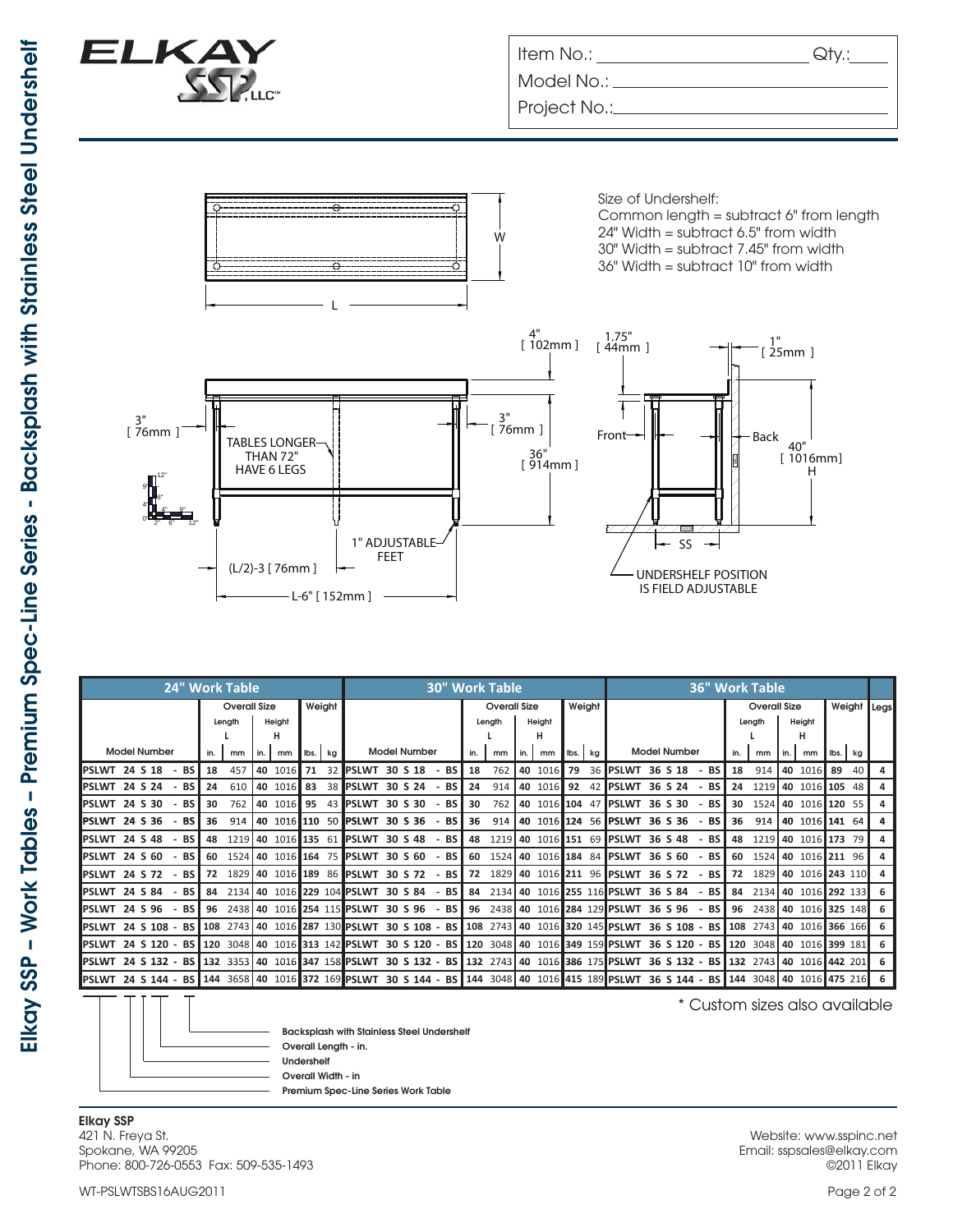Elkay SSP – Work Tables – Premium Spec-Line Series - Backsplash with Stainless Steel Undershelf

ELKAY SSP, LLC™

Item No.: ______________________ Qty.: ____

Model No.: ______________________

Project No.: ______________________

Size of Undershelf:
Common length = subtract 6" from length
24" Width = subtract 6.5" from width
30" Width = subtract 7.45" from width
36" Width = subtract 10" from width

W

L

4" [ 102mm ]

1.75" [ 44mm ]

1" [ 25mm ]

3" [ 76mm ]

TABLES LONGER THAN 72" HAVE 6 LEGS

3" [ 76mm ]

36" [ 914mm ]

Front

Back

40" [ 1016mm] H

1" ADJUSTABLE FEET

(L/2)-3 [ 76mm ]

L-6" [ 152mm ]

SS

UNDERSHELF POSITION IS FIELD ADJUSTABLE

| 24" Work Table | | | | | | | 30" Work Table | | | | | | | 36" Work Table | | | | | | | |
|---|---|---|---|---|---|---|---|---|---|---|---|---|---|---|---|---|---|---|---|---|---|
| | Overall Size | | | | Weight | | | Overall Size | | | | Weight | | | Overall Size | | | | Weight | | Legs |
| | Length L | | Height H | | | | | Length L | | Height H | | | | | Length L | | Height H | | | | |
| Model Number | in. | mm | in. | mm | lbs. | kg | Model Number | in. | mm | in. | mm | lbs. | kg | Model Number | in. | mm | in. | mm | lbs. | kg | |
| PSLWT 24 S 18 - BS | 18 | 457 | 40 | 1016 | 71 | 32 | PSLWT 30 S 18 - BS | 18 | 762 | 40 | 1016 | 79 | 36 | PSLWT 36 S 18 - BS | 18 | 914 | 40 | 1016 | 89 | 40 | 4 |
| PSLWT 24 S 24 - BS | 24 | 610 | 40 | 1016 | 83 | 38 | PSLWT 30 S 24 - BS | 24 | 914 | 40 | 1016 | 92 | 42 | PSLWT 36 S 24 - BS | 24 | 1219 | 40 | 1016 | 105 | 48 | 4 |
| PSLWT 24 S 30 - BS | 30 | 762 | 40 | 1016 | 95 | 43 | PSLWT 30 S 30 - BS | 30 | 762 | 40 | 1016 | 104 | 47 | PSLWT 36 S 30 - BS | 30 | 1524 | 40 | 1016 | 120 | 55 | 4 |
| PSLWT 24 S 36 - BS | 36 | 914 | 40 | 1016 | 110 | 50 | PSLWT 30 S 36 - BS | 36 | 914 | 40 | 1016 | 124 | 56 | PSLWT 36 S 36 - BS | 36 | 914 | 40 | 1016 | 141 | 64 | 4 |
| PSLWT 24 S 48 - BS | 48 | 1219 | 40 | 1016 | 135 | 61 | PSLWT 30 S 48 - BS | 48 | 1219 | 40 | 1016 | 151 | 69 | PSLWT 36 S 48 - BS | 48 | 1219 | 40 | 1016 | 173 | 79 | 4 |
| PSLWT 24 S 60 - BS | 60 | 1524 | 40 | 1016 | 164 | 75 | PSLWT 30 S 60 - BS | 60 | 1524 | 40 | 1016 | 184 | 84 | PSLWT 36 S 60 - BS | 60 | 1524 | 40 | 1016 | 211 | 96 | 4 |
| PSLWT 24 S 72 - BS | 72 | 1829 | 40 | 1016 | 189 | 86 | PSLWT 30 S 72 - BS | 72 | 1829 | 40 | 1016 | 211 | 96 | PSLWT 36 S 72 - BS | 72 | 1829 | 40 | 1016 | 243 | 110 | 4 |
| PSLWT 24 S 84 - BS | 84 | 2134 | 40 | 1016 | 229 | 104 | PSLWT 30 S 84 - BS | 84 | 2134 | 40 | 1016 | 255 | 116 | PSLWT 36 S 84 - BS | 84 | 2134 | 40 | 1016 | 292 | 133 | 6 |
| PSLWT 24 S 96 - BS | 96 | 2438 | 40 | 1016 | 254 | 115 | PSLWT 30 S 96 - BS | 96 | 2438 | 40 | 1016 | 284 | 129 | PSLWT 36 S 96 - BS | 96 | 2438 | 40 | 1016 | 325 | 148 | 6 |
| PSLWT 24 S 108 - BS | 108 | 2743 | 40 | 1016 | 287 | 130 | PSLWT 30 S 108 - BS | 108 | 2743 | 40 | 1016 | 320 | 145 | PSLWT 36 S 108 - BS | 108 | 2743 | 40 | 1016 | 366 | 166 | 6 |
| PSLWT 24 S 120 - BS | 120 | 3048 | 40 | 1016 | 313 | 142 | PSLWT 30 S 120 - BS | 120 | 3048 | 40 | 1016 | 349 | 159 | PSLWT 36 S 120 - BS | 120 | 3048 | 40 | 1016 | 399 | 181 | 6 |
| PSLWT 24 S 132 - BS | 132 | 3353 | 40 | 1016 | 347 | 158 | PSLWT 30 S 132 - BS | 132 | 2743 | 40 | 1016 | 386 | 175 | PSLWT 36 S 132 - BS | 132 | 2743 | 40 | 1016 | 442 | 201 | 6 |
| PSLWT 24 S 144 - BS | 144 | 3658 | 40 | 1016 | 372 | 169 | PSLWT 30 S 144 - BS | 144 | 3048 | 40 | 1016 | 415 | 189 | PSLWT 36 S 144 - BS | 144 | 3048 | 40 | 1016 | 475 | 216 | 6 |

\* Custom sizes also available

- Backsplash with Stainless Steel Undershelf
- Overall Length - in.
- Undershelf
- Overall Width - in
- Premium Spec-Line Series Work Table

**Elkay SSP**
421 N. Freya St.
Spokane, WA 99205
Phone: 800-726-0553 Fax: 509-535-1493

Website: www.sspinc.net
Email: sspsales@elkay.com
©2011 Elkay

WT-PSLWTSBS16AUG2011